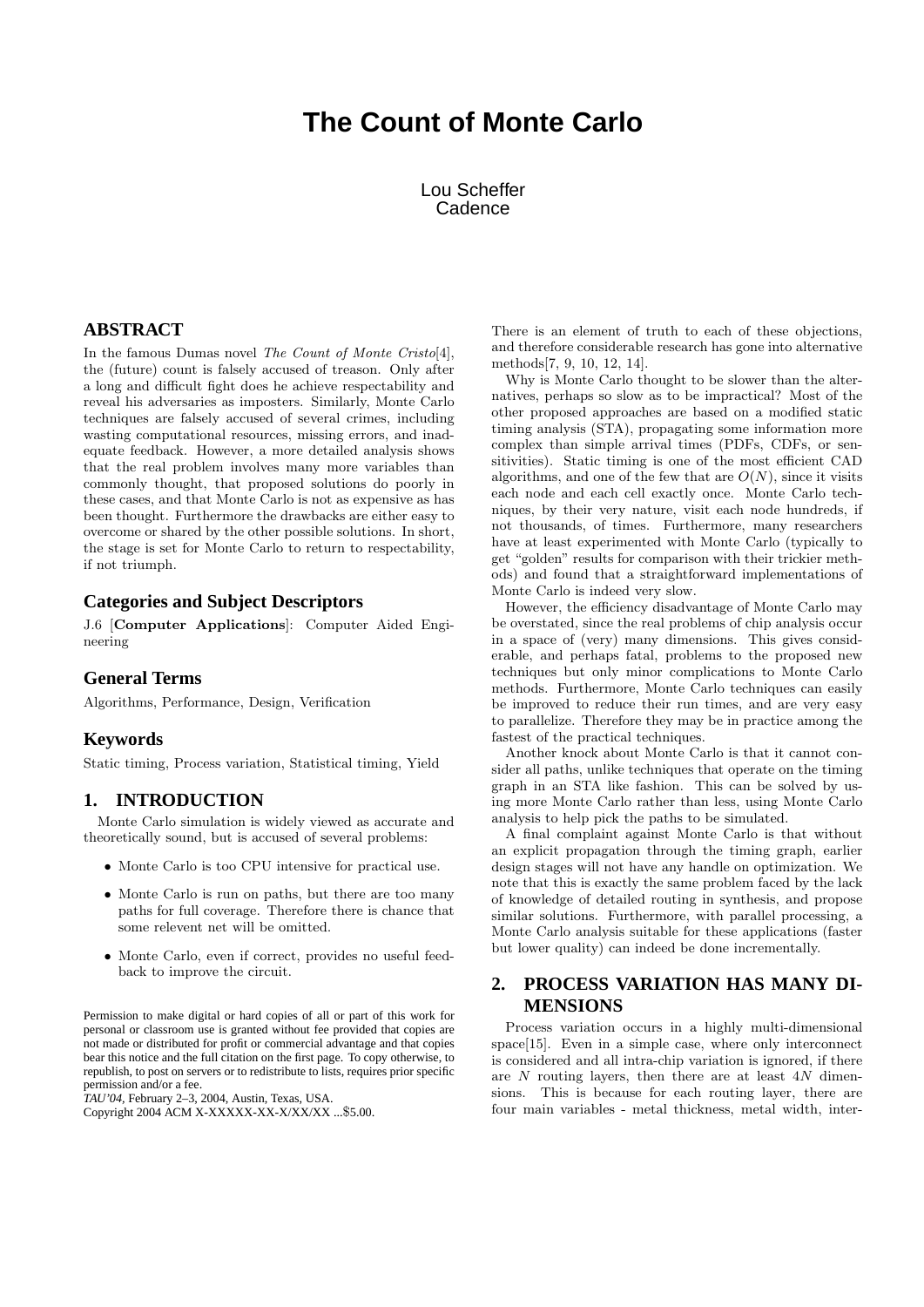# The Count of Monte Carlo

Lou Scheffer
Cadence

## ABSTRACT

In the famous Dumas novel *The Count of Monte Cristo*[4], the (future) count is falsely accused of treason. Only after a long and difficult fight does he achieve respectability and reveal his adversaries as imposters. Similarly, Monte Carlo techniques are falsely accused of several crimes, including wasting computational resources, missing errors, and inadequate feedback. However, a more detailed analysis shows that the real problem involves many more variables than commonly thought, that proposed solutions do poorly in these cases, and that Monte Carlo is not as expensive as has been thought. Furthermore the drawbacks are either easy to overcome or shared by the other possible solutions. In short, the stage is set for Monte Carlo to return to respectability, if not triumph.

## Categories and Subject Descriptors

J.6 [**Computer Applications**]: Computer Aided Engineering

## General Terms

Algorithms, Performance, Design, Verification

## Keywords

Static timing, Process variation, Statistical timing, Yield

## 1. INTRODUCTION

Monte Carlo simulation is widely viewed as accurate and theoretically sound, but is accused of several problems:

- Monte Carlo is too CPU intensive for practical use.
- Monte Carlo is run on paths, but there are too many paths for full coverage. Therefore there is chance that some relevent net will be omitted.
- Monte Carlo, even if correct, provides no useful feedback to improve the circuit.

Permission to make digital or hard copies of all or part of this work for personal or classroom use is granted without fee provided that copies are not made or distributed for profit or commercial advantage and that copies bear this notice and the full citation on the first page. To copy otherwise, to republish, to post on servers or to redistribute to lists, requires prior specific permission and/or a fee.
*TAU'04,* February 2–3, 2004, Austin, Texas, USA.
Copyright 2004 ACM X-XXXXX-XX-X/XX/XX ...$5.00.

There is an element of truth to each of these objections, and therefore considerable research has gone into alternative methods[7, 9, 10, 12, 14].

Why is Monte Carlo thought to be slower than the alternatives, perhaps so slow as to be impractical? Most of the other proposed approaches are based on a modified static timing analysis (STA), propagating some information more complex than simple arrival times (PDFs, CDFs, or sensitivities). Static timing is one of the most efficient CAD algorithms, and one of the few that are $O(N)$, since it visits each node and each cell exactly once. Monte Carlo techniques, by their very nature, visit each node hundreds, if not thousands, of times. Furthermore, many researchers have at least experimented with Monte Carlo (typically to get "golden" results for comparison with their trickier methods) and found that a straightforward implementations of Monte Carlo is indeed very slow.

However, the efficiency disadvantage of Monte Carlo may be overstated, since the real problems of chip analysis occur in a space of (very) many dimensions. This gives considerable, and perhaps fatal, problems to the proposed new techniques but only minor complications to Monte Carlo methods. Furthermore, Monte Carlo techniques can easily be improved to reduce their run times, and are very easy to parallelize. Therefore they may be in practice among the fastest of the practical techniques.

Another knock about Monte Carlo is that it cannot consider all paths, unlike techniques that operate on the timing graph in an STA like fashion. This can be solved by using more Monte Carlo rather than less, using Monte Carlo analysis to help pick the paths to be simulated.

A final complaint against Monte Carlo is that without an explicit propagation through the timing graph, earlier design stages will not have any handle on optimization. We note that this is exactly the same problem faced by the lack of knowledge of detailed routing in synthesis, and propose similar solutions. Furthermore, with parallel processing, a Monte Carlo analysis suitable for these applications (faster but lower quality) can indeed be done incrementally.

## 2. PROCESS VARIATION HAS MANY DIMENSIONS

Process variation occurs in a highly multi-dimensional space[15]. Even in a simple case, where only interconnect is considered and all intra-chip variation is ignored, if there are $N$ routing layers, then there are at least $4N$ dimensions. This is because for each routing layer, there are four main variables - metal thickness, metal width, inter-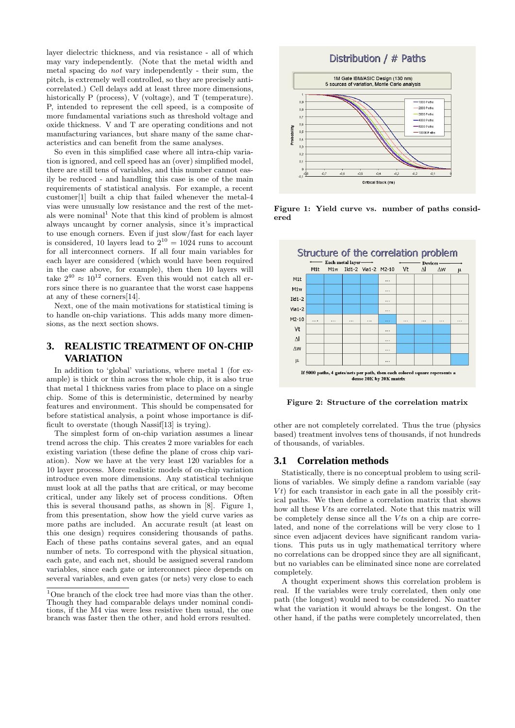layer dielectric thickness, and via resistance - all of which may vary independently. (Note that the metal width and metal spacing do *not* vary independently - their sum, the pitch, is extremely well controlled, so they are precisely anti-correlated.) Cell delays add at least three more dimensions, historically P (process), V (voltage), and T (temperature). P, intended to represent the cell speed, is a composite of more fundamental variations such as threshold voltage and oxide thickness. V and T are operating conditions and not manufacturing variances, but share many of the same characteristics and can benefit from the same analyses.

So even in this simplified case where all intra-chip variation is ignored, and cell speed has an (over) simplified model, there are still tens of variables, and this number cannot easily be reduced - and handling this case is one of the main requirements of statistical analysis. For example, a recent customer[1] built a chip that failed whenever the metal-4 vias were unusually low resistance and the rest of the metals were nominal[1] Note that this kind of problem is almost always uncaught by corner analysis, since it's impractical to use enough corners. Even if just slow/fast for each layer is considered, 10 layers lead to $2^{10} = 1024$ runs to account for all interconnect corners. If all four main variables for each layer are considered (which would have been required in the case above, for example), then then 10 layers will take $2^{40} \approx 10^{12}$ corners. Even this would not catch all errors since there is no guarantee that the worst case happens at any of these corners[14].

Next, one of the main motivations for statistical timing is to handle on-chip variations. This adds many more dimensions, as the next section shows.

## 3. REALISTIC TREATMENT OF ON-CHIP VARIATION

In addition to 'global' variations, where metal 1 (for example) is thick or thin across the whole chip, it is also true that metal 1 thickness varies from place to place on a single chip. Some of this is deterministic, determined by nearby features and environment. This should be compensated for before statistical analysis, a point whose importance is difficult to overstate (though Nassif[13] is trying).

The simplest form of on-chip variation assumes a linear trend across the chip. This creates 2 more variables for each existing variation (these define the plane of cross chip variation). Now we have at the very least 120 variables for a 10 layer process. More realistic models of on-chip variation introduce even more dimensions. Any statistical technique must look at all the paths that are critical, or may become critical, under any likely set of process conditions. Often this is several thousand paths, as shown in [8]. Figure 1, from this presentation, show how the yield curve varies as more paths are included. An accurate result (at least on this one design) requires considering thousands of paths. Each of these paths contains several gates, and an equal number of nets. To correspond with the physical situation, each gate, and each net, should be assigned several random variables, since each gate or interconnect piece depends on several variables, and even gates (or nets) very close to each

[1] One branch of the clock tree had more vias than the other. Though they had comparable delays under nominal conditions, if the M4 vias were less resistive then usual, the one branch was faster then the other, and hold errors resulted.

**Figure 1: Yield curve vs. number of paths considered**

**Figure 2: Structure of the correlation matrix**

other are not completely correlated. Thus the true (physics based) treatment involves tens of thousands, if not hundreds of thousands, of variables.

### 3.1 Correlation methods

Statistically, there is no conceptual problem to using scrillions of variables. We simply define a random variable (say $Vt$) for each transistor in each gate in all the possibly critical paths. We then define a correlation matrix that shows how all these $Vt$s are correlated. Note that this matrix will be completely dense since all the $Vt$s on a chip are correlated, and none of the correlations will be very close to 1 since even adjacent devices have significant random variations. This puts us in ugly mathematical territory where no correlations can be dropped since they are all significant, but no variables can be eliminated since none are correlated completely.

A thought experiment shows this correlation problem is real. If the variables were truly correlated, then only one path (the longest) would need to be considered. No matter what the variation it would always be the longest. On the other hand, if the paths were completely uncorrelated, then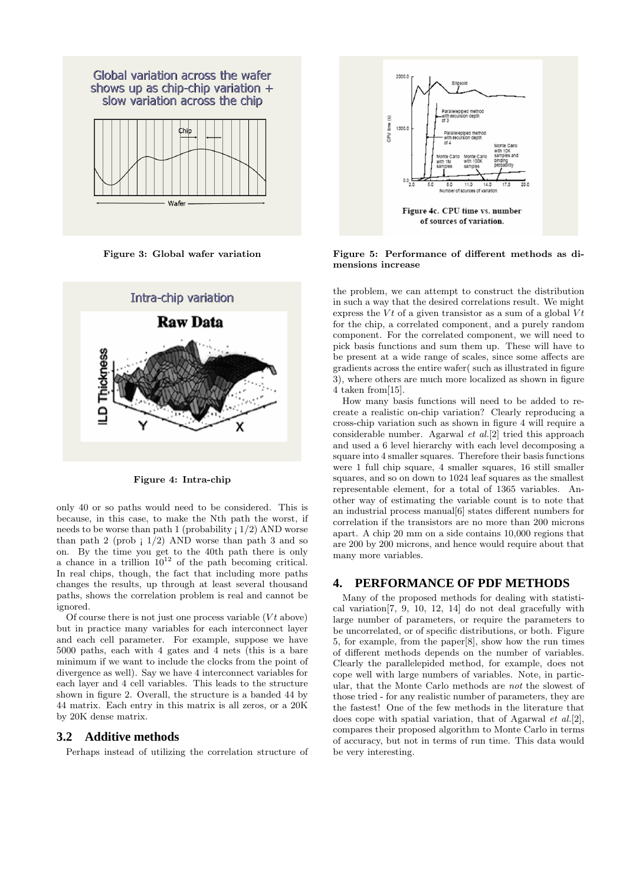Figure 3: Global wafer variation

Figure 4: Intra-chip

only 40 or so paths would need to be considered. This is because, in this case, to make the Nth path the worst, if needs to be worse than path 1 (probability ¡ 1/2) AND worse than path 2 (prob ¡ 1/2) AND worse than path 3 and so on. By the time you get to the 40th path there is only a chance in a trillion $10^{12}$ of the path becoming critical. In real chips, though, the fact that including more paths changes the results, up through at least several thousand paths, shows the correlation problem is real and cannot be ignored.

Of course there is not just one process variable ($Vt$ above) but in practice many variables for each interconnect layer and each cell parameter. For example, suppose we have 5000 paths, each with 4 gates and 4 nets (this is a bare minimum if we want to include the clocks from the point of divergence as well). Say we have 4 interconnect variables for each layer and 4 cell variables. This leads to the structure shown in figure 2. Overall, the structure is a banded 44 by 44 matrix. Each entry in this matrix is all zeros, or a 20K by 20K dense matrix.

## 3.2 Additive methods

Perhaps instead of utilizing the correlation structure of the problem, we can attempt to construct the distribution in such a way that the desired correlations result. We might express the $Vt$ of a given transistor as a sum of a global $Vt$ for the chip, a correlated component, and a purely random component. For the correlated component, we will need to pick basis functions and sum them up. These will have to be present at a wide range of scales, since some affects are gradients across the entire wafer( such as illustrated in figure 3), where others are much more localized as shown in figure 4 taken from[15].

How many basis functions will need to be added to recreate a realistic on-chip variation? Clearly reproducing a cross-chip variation such as shown in figure 4 will require a considerable number. Agarwal *et al.*[2] tried this approach and used a 6 level hierarchy with each level decomposing a square into 4 smaller squares. Therefore their basis functions were 1 full chip square, 4 smaller squares, 16 still smaller squares, and so on down to 1024 leaf squares as the smallest representable element, for a total of 1365 variables. Another way of estimating the variable count is to note that an industrial process manual[6] states different numbers for correlation if the transistors are no more than 200 microns apart. A chip 20 mm on a side contains 10,000 regions that are 200 by 200 microns, and hence would require about that many more variables.

Figure 5: Performance of different methods as dimensions increase

# 4. PERFORMANCE OF PDF METHODS

Many of the proposed methods for dealing with statistical variation[7, 9, 10, 12, 14] do not deal gracefully with large number of parameters, or require the parameters to be uncorrelated, or of specific distributions, or both. Figure 5, for example, from the paper[8], show how the run times of different methods depends on the number of variables. Clearly the parallelepided method, for example, does not cope well with large numbers of variables. Note, in particular, that the Monte Carlo methods are *not* the slowest of those tried - for any realistic number of parameters, they are the fastest! One of the few methods in the literature that does cope with spatial variation, that of Agarwal *et al.*[2], compares their proposed algorithm to Monte Carlo in terms of accuracy, but not in terms of run time. This data would be very interesting.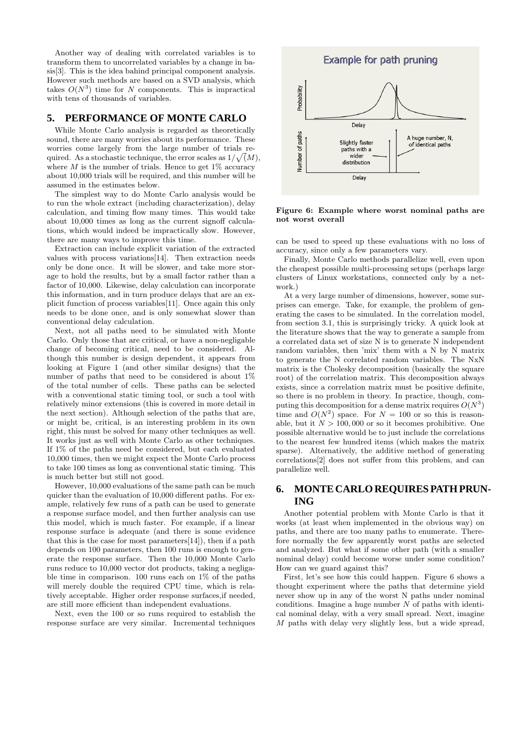Another way of dealing with correlated variables is to transform them to uncorrelated variables by a change in basis[3]. This is the idea bahind principal component analysis. However such methods are based on a SVD analysis, which takes $O(N^3)$ time for $N$ components. This is impractical with tens of thousands of variables.

## 5. PERFORMANCE OF MONTE CARLO

While Monte Carlo analysis is regarded as theoretically sound, there are many worries about its performance. These worries come largely from the large number of trials required. As a stochastic technique, the error scales as $1/\sqrt{(}M)$, where $M$ is the number of trials. Hence to get 1% accuracy about 10,000 trials will be required, and this number will be assumed in the estimates below.

The simplest way to do Monte Carlo analysis would be to run the whole extract (including characterization), delay calculation, and timing flow many times. This would take about 10,000 times as long as the current signoff calculations, which would indeed be impractically slow. However, there are many ways to improve this time.

Extraction can include explicit variation of the extracted values with process variations[14]. Then extraction needs only be done once. It will be slower, and take more storage to hold the results, but by a small factor rather than a factor of 10,000. Likewise, delay calculation can incorporate this information, and in turn produce delays that are an explicit function of process variables[11]. Once again this only needs to be done once, and is only somewhat slower than conventional delay calculation.

Next, not all paths need to be simulated with Monte Carlo. Only those that are critical, or have a non-negligable change of becoming critical, need to be considered. Although this number is design dependent, it appears from looking at Figure 1 (and other similar designs) that the number of paths that need to be considered is about 1% of the total number of cells. These paths can be selected with a conventional static timing tool, or such a tool with relatively minor extensions (this is covered in more detail in the next section). Although selection of the paths that are, or might be, critical, is an interesting problem in its own right, this must be solved for many other techniques as well. It works just as well with Monte Carlo as other techniques. If 1% of the paths need be considered, but each evaluated 10,000 times, then we might expect the Monte Carlo process to take 100 times as long as conventional static timing. This is much better but still not good.

However, 10,000 evaluations of the same path can be much quicker than the evaluation of 10,000 different paths. For example, relatively few runs of a path can be used to generate a response surface model, and then further analysis can use this model, which is much faster. For example, if a linear response surface is adequate (and there is some evidence that this is the case for most parameters[14]), then if a path depends on 100 parameters, then 100 runs is enough to generate the response surface. Then the 10,000 Monte Carlo runs reduce to 10,000 vector dot products, taking a negligable time in comparison. 100 runs each on 1% of the paths will merely double the required CPU time, which is relatively acceptable. Higher order response surfaces,if needed, are still more efficient than independent evaluations.

Next, even the 100 or so runs required to establish the response surface are very similar. Incremental techniques can be used to speed up these evaluations with no loss of accuracy, since only a few parameters vary.

Finally, Monte Carlo methods parallelize well, even upon the cheapest possible multi-processing setups (perhaps large clusters of Linux workstations, connected only by a network.)

At a very large number of dimensions, however, some surprises can emerge. Take, for example, the problem of generating the cases to be simulated. In the correlation model, from section 3.1, this is surprisingly tricky. A quick look at the literature shows that the way to generate a sample from a correlated data set of size N is to generate N independent random variables, then 'mix' them with a N by N matrix to generate the N correlated random variables. The NxN matrix is the Cholesky decomposition (basically the square root) of the correlation matrix. This decomposition always exists, since a correlation matrix must be positive definite, so there is no problem in theory. In practice, though, computing this decomposition for a dense matrix requires $O(N^3)$ time and $O(N^2)$ space. For $N = 100$ or so this is reasonable, but it $N > 100,000$ or so it becomes prohibitive. One possible alternative would be to just include the correlations to the nearest few hundred items (which makes the matrix sparse). Alternatively, the additive method of generating correlations[2] does not suffer from this problem, and can parallelize well.

**Figure 6: Example where worst nominal paths are not worst overall**

## 6. MONTE CARLO REQUIRES PATH PRUNING

Another potential problem with Monte Carlo is that it works (at least when implemented in the obvious way) on paths, and there are too many paths to enumerate. Therefore normally the few apparently worst paths are selected and analyzed. But what if some other path (with a smaller nominal delay) could become worse under some condition? How can we guard against this?

First, let's see how this could happen. Figure 6 shows a thought experiment where the paths that determine yield never show up in any of the worst N paths under nominal conditions. Imagine a huge number $N$ of paths with identical nominal delay, with a very small spread. Next, imagine $M$ paths with delay very slightly less, but a wide spread,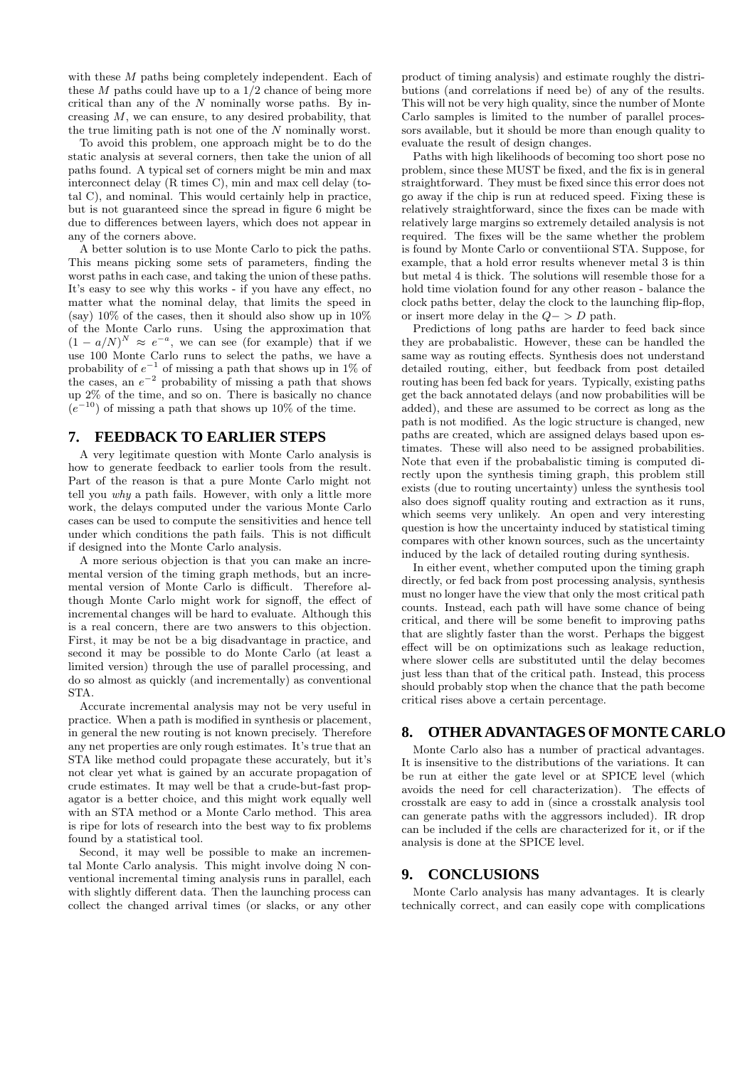with these $M$ paths being completely independent. Each of these $M$ paths could have up to a 1/2 chance of being more critical than any of the $N$ nominally worse paths. By increasing $M$, we can ensure, to any desired probability, that the true limiting path is not one of the $N$ nominally worst.

To avoid this problem, one approach might be to do the static analysis at several corners, then take the union of all paths found. A typical set of corners might be min and max interconnect delay (R times C), min and max cell delay (total C), and nominal. This would certainly help in practice, but is not guaranteed since the spread in figure 6 might be due to differences between layers, which does not appear in any of the corners above.

A better solution is to use Monte Carlo to pick the paths. This means picking some sets of parameters, finding the worst paths in each case, and taking the union of these paths. It's easy to see why this works - if you have any effect, no matter what the nominal delay, that limits the speed in (say) 10% of the cases, then it should also show up in 10% of the Monte Carlo runs. Using the approximation that $(1 - a/N)^N \approx e^{-a}$, we can see (for example) that if we use 100 Monte Carlo runs to select the paths, we have a probability of $e^{-1}$ of missing a path that shows up in 1% of the cases, an $e^{-2}$ probability of missing a path that shows up 2% of the time, and so on. There is basically no chance ($e^{-10}$) of missing a path that shows up 10% of the time.

## 7. FEEDBACK TO EARLIER STEPS

A very legitimate question with Monte Carlo analysis is how to generate feedback to earlier tools from the result. Part of the reason is that a pure Monte Carlo might not tell you *why* a path fails. However, with only a little more work, the delays computed under the various Monte Carlo cases can be used to compute the sensitivities and hence tell under which conditions the path fails. This is not difficult if designed into the Monte Carlo analysis.

A more serious objection is that you can make an incremental version of the timing graph methods, but an incremental version of Monte Carlo is difficult. Therefore although Monte Carlo might work for signoff, the effect of incremental changes will be hard to evaluate. Although this is a real concern, there are two answers to this objection. First, it may be not be a big disadvantage in practice, and second it may be possible to do Monte Carlo (at least a limited version) through the use of parallel processing, and do so almost as quickly (and incrementally) as conventional STA.

Accurate incremental analysis may not be very useful in practice. When a path is modified in synthesis or placement, in general the new routing is not known precisely. Therefore any net properties are only rough estimates. It's true that an STA like method could propagate these accurately, but it's not clear yet what is gained by an accurate propagation of crude estimates. It may well be that a crude-but-fast propagator is a better choice, and this might work equally well with an STA method or a Monte Carlo method. This area is ripe for lots of research into the best way to fix problems found by a statistical tool.

Second, it may well be possible to make an incremental Monte Carlo analysis. This might involve doing N conventional incremental timing analysis runs in parallel, each with slightly different data. Then the launching process can collect the changed arrival times (or slacks, or any other product of timing analysis) and estimate roughly the distributions (and correlations if need be) of any of the results. This will not be very high quality, since the number of Monte Carlo samples is limited to the number of parallel processors available, but it should be more than enough quality to evaluate the result of design changes.

Paths with high likelihoods of becoming too short pose no problem, since these MUST be fixed, and the fix is in general straightforward. They must be fixed since this error does not go away if the chip is run at reduced speed. Fixing these is relatively straightforward, since the fixes can be made with relatively large margins so extremely detailed analysis is not required. The fixes will be the same whether the problem is found by Monte Carlo or conventiional STA. Suppose, for example, that a hold error results whenever metal 3 is thin but metal 4 is thick. The solutions will resemble those for a hold time violation found for any other reason - balance the clock paths better, delay the clock to the launching flip-flop, or insert more delay in the $Q->D$ path.

Predictions of long paths are harder to feed back since they are probabalistic. However, these can be handled the same way as routing effects. Synthesis does not understand detailed routing, either, but feedback from post detailed routing has been fed back for years. Typically, existing paths get the back annotated delays (and now probabilities will be added), and these are assumed to be correct as long as the path is not modified. As the logic structure is changed, new paths are created, which are assigned delays based upon estimates. These will also need to be assigned probabilities. Note that even if the probabalistic timing is computed directly upon the synthesis timing graph, this problem still exists (due to routing uncertainty) unless the synthesis tool also does signoff quality routing and extraction as it runs, which seems very unlikely. An open and very interesting question is how the uncertainty induced by statistical timing compares with other known sources, such as the uncertainty induced by the lack of detailed routing during synthesis.

In either event, whether computed upon the timing graph directly, or fed back from post processing analysis, synthesis must no longer have the view that only the most critical path counts. Instead, each path will have some chance of being critical, and there will be some benefit to improving paths that are slightly faster than the worst. Perhaps the biggest effect will be on optimizations such as leakage reduction, where slower cells are substituted until the delay becomes just less than that of the critical path. Instead, this process should probably stop when the chance that the path become critical rises above a certain percentage.

## 8. OTHER ADVANTAGES OF MONTE CARLO

Monte Carlo also has a number of practical advantages. It is insensitive to the distributions of the variations. It can be run at either the gate level or at SPICE level (which avoids the need for cell characterization). The effects of crosstalk are easy to add in (since a crosstalk analysis tool can generate paths with the aggressors included). IR drop can be included if the cells are characterized for it, or if the analysis is done at the SPICE level.

## 9. CONCLUSIONS

Monte Carlo analysis has many advantages. It is clearly technically correct, and can easily cope with complications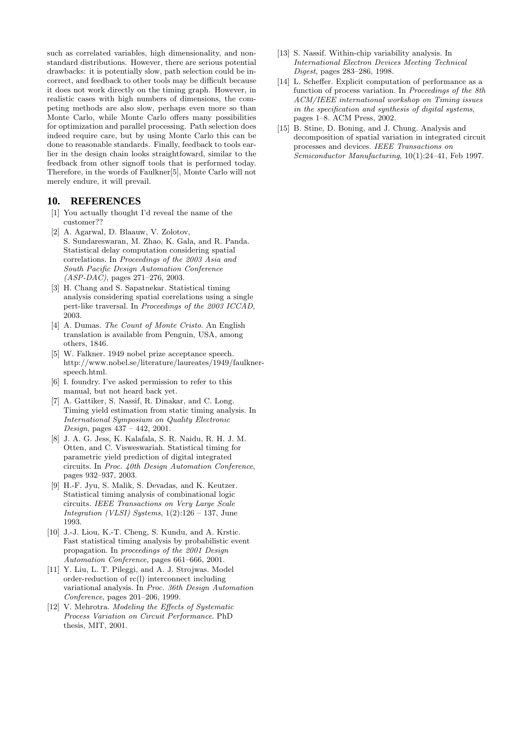such as correlated variables, high dimensionality, and non-standard distributions. However, there are serious potential drawbacks: it is potentially slow, path selection could be incorrect, and feedback to other tools may be difficult because it does not work directly on the timing graph. However, in realistic cases with high numbers of dimensions, the competing methods are also slow, perhaps even more so than Monte Carlo, while Monte Carlo offers many possibilities for optimization and parallel processing. Path selection does indeed require care, but by using Monte Carlo this can be done to reasonable standards. Finally, feedback to tools earlier in the design chain looks straightfoward, similar to the feedback from other signoff tools that is performed today. Therefore, in the words of Faulkner[5], Monte Carlo will not merely endure, it will prevail.

## 10. REFERENCES

[1] You actually thought I'd reveal the name of the customer??

[2] A. Agarwal, D. Blaauw, V. Zolotov, S. Sundareswaran, M. Zhao, K. Gala, and R. Panda. Statistical delay computation considering spatial correlations. In *Proceedings of the 2003 Asia and South Pacific Design Automation Conference (ASP-DAC)*, pages 271–276, 2003.

[3] H. Chang and S. Sapatnekar. Statistical timing analysis considering spatial correlations using a single pert-like traversal. In *Proceedings of the 2003 ICCAD*, 2003.

[4] A. Dumas. *The Count of Monte Cristo*. An English translation is available from Penguin, USA, among others, 1846.

[5] W. Falkner. 1949 nobel prize acceptance speech. http://www.nobel.se/literature/laureates/1949/faulkner-speech.html.

[6] I. foundry. I've asked permission to refer to this manual, but not heard back yet.

[7] A. Gattiker, S. Nassif, R. Dinakar, and C. Long. Timing yield estimation from static timing analysis. In *International Symposium on Quality Electronic Design*, pages 437 – 442, 2001.

[8] J. A. G. Jess, K. Kalafala, S. R. Naidu, R. H. J. M. Otten, and C. Visweswariah. Statistical timing for parametric yield prediction of digital integrated circuits. In *Proc. 40th Design Automation Conference*, pages 932–937, 2003.

[9] H.-F. Jyu, S. Malik, S. Devadas, and K. Keutzer. Statistical timing analysis of combinational logic circuits. *IEEE Transactions on Very Large Scale Integration (VLSI) Systems*, 1(2):126 – 137, June 1993.

[10] J.-J. Liou, K.-T. Cheng, S. Kundu, and A. Krstic. Fast statistical timing analysis by probabilistic event propagation. In *proceedings of the 2001 Design Automation Conference*, pages 661–666, 2001.

[11] Y. Liu, L. T. Pileggi, and A. J. Strojwas. Model order-reduction of rc(l) interconnect including variational analysis. In *Proc. 36th Design Automation Conference*, pages 201–206, 1999.

[12] V. Mehrotra. *Modeling the Effects of Systematic Process Variation on Circuit Performance*. PhD thesis, MIT, 2001.

[13] S. Nassif. Within-chip variability analysis. In *International Electron Devices Meeting Technical Digest*, pages 283–286, 1998.

[14] L. Scheffer. Explicit computation of performance as a function of process variation. In *Proceedings of the 8th ACM/IEEE international workshop on Timing issues in the specification and synthesis of digital systems*, pages 1–8. ACM Press, 2002.

[15] B. Stine, D. Boning, and J. Chung. Analysis and decomposition of spatial variation in integrated circuit processes and devices. *IEEE Transactions on Semiconductor Manufacturing*, 10(1):24–41, Feb 1997.